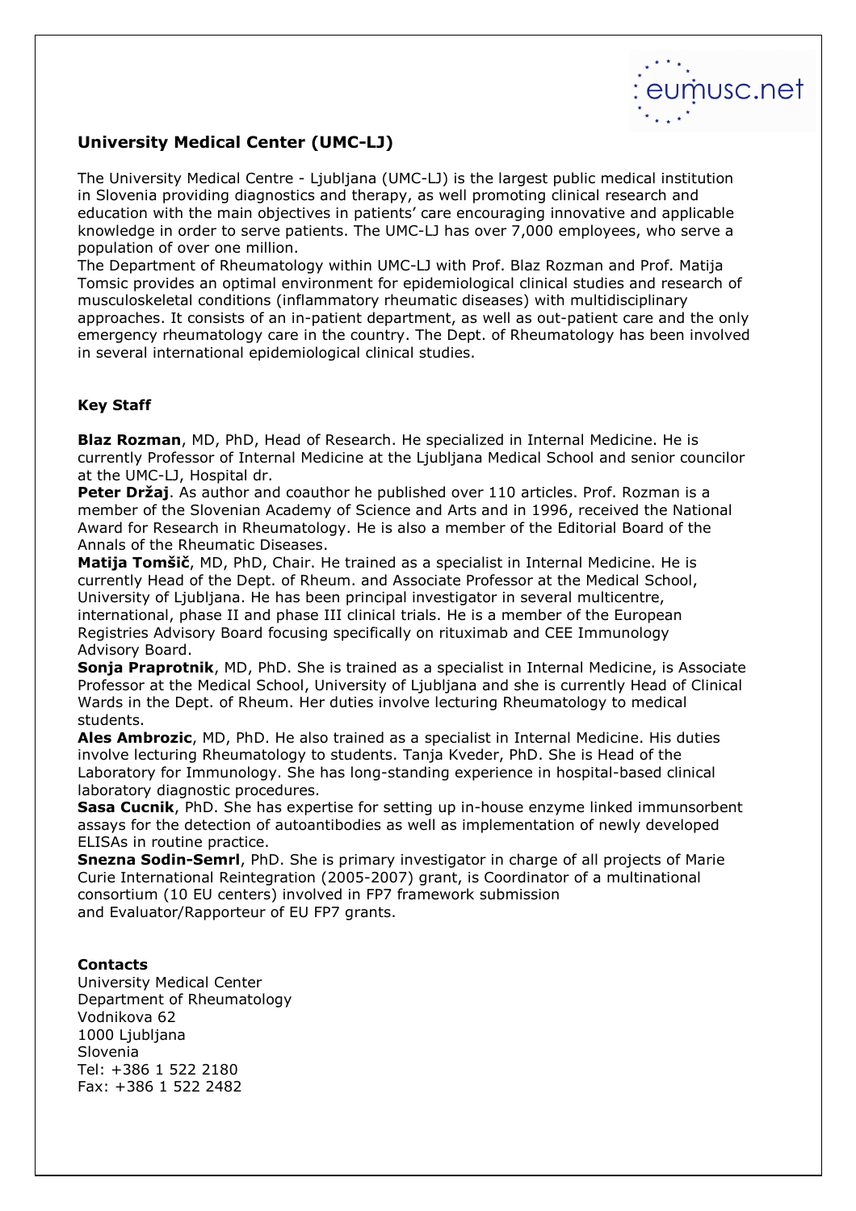## University Medical Center (UMC-LJ)

The University Medical Centre - Ljubljana (UMC-LJ) is the largest public medical institution in Slovenia providing diagnostics and therapy, as well promoting clinical research and education with the main objectives in patients' care encouraging innovative and applicable knowledge in order to serve patients. The UMC-LJ has over 7,000 employees, who serve a population of over one million.

The Department of Rheumatology within UMC-LJ with Prof. Blaz Rozman and Prof. Matija Tomsic provides an optimal environment for epidemiological clinical studies and research of musculoskeletal conditions (inflammatory rheumatic diseases) with multidisciplinary approaches. It consists of an in-patient department, as well as out-patient care and the only emergency rheumatology care in the country. The Dept. of Rheumatology has been involved in several international epidemiological clinical studies.

### Key Staff

**Blaz Rozman**, MD, PhD, Head of Research. He specialized in Internal Medicine. He is currently Professor of Internal Medicine at the Ljubljana Medical School and senior councilor at the UMC-LJ, Hospital dr.

**Peter Držaj**. As author and coauthor he published over 110 articles. Prof. Rozman is a member of the Slovenian Academy of Science and Arts and in 1996, received the National Award for Research in Rheumatology. He is also a member of the Editorial Board of the Annals of the Rheumatic Diseases.

**Matija Tomšič**, MD, PhD, Chair. He trained as a specialist in Internal Medicine. He is currently Head of the Dept. of Rheum. and Associate Professor at the Medical School, University of Ljubljana. He has been principal investigator in several multicentre, international, phase II and phase III clinical trials. He is a member of the European Registries Advisory Board focusing specifically on rituximab and CEE Immunology Advisory Board.

**Sonja Praprotnik**, MD, PhD. She is trained as a specialist in Internal Medicine, is Associate Professor at the Medical School, University of Ljubljana and she is currently Head of Clinical Wards in the Dept. of Rheum. Her duties involve lecturing Rheumatology to medical students.

**Ales Ambrozic**, MD, PhD. He also trained as a specialist in Internal Medicine. His duties involve lecturing Rheumatology to students. Tanja Kveder, PhD. She is Head of the Laboratory for Immunology. She has long-standing experience in hospital-based clinical laboratory diagnostic procedures.

**Sasa Cucnik**, PhD. She has expertise for setting up in-house enzyme linked immunsorbent assays for the detection of autoantibodies as well as implementation of newly developed ELISAs in routine practice.

**Snezna Sodin-Semrl**, PhD. She is primary investigator in charge of all projects of Marie Curie International Reintegration (2005-2007) grant, is Coordinator of a multinational consortium (10 EU centers) involved in FP7 framework submission and Evaluator/Rapporteur of EU FP7 grants.

### Contacts

University Medical Center  
Department of Rheumatology  
Vodnikova 62  
1000 Ljubljana  
Slovenia  
Tel: +386 1 522 2180  
Fax: +386 1 522 2482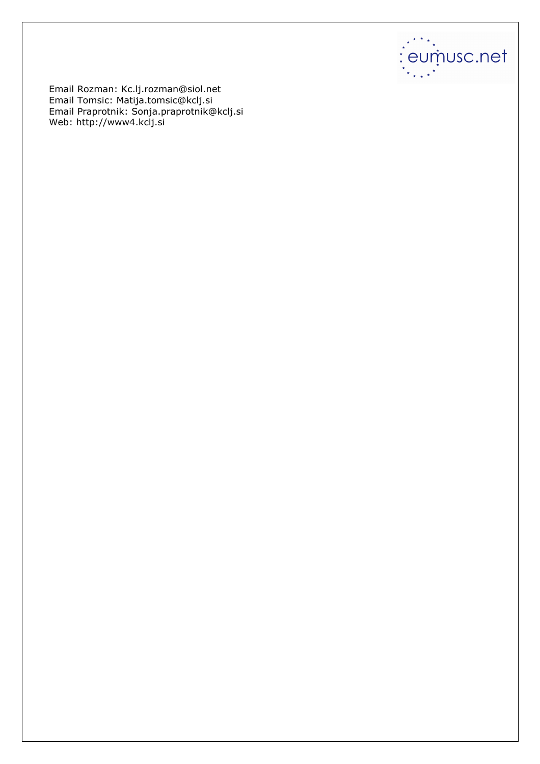Email Rozman: Kc.lj.rozman@siol.net
Email Tomsic: Matija.tomsic@kclj.si
Email Praprotnik: Sonja.praprotnik@kclj.si
Web: http://www4.kclj.si